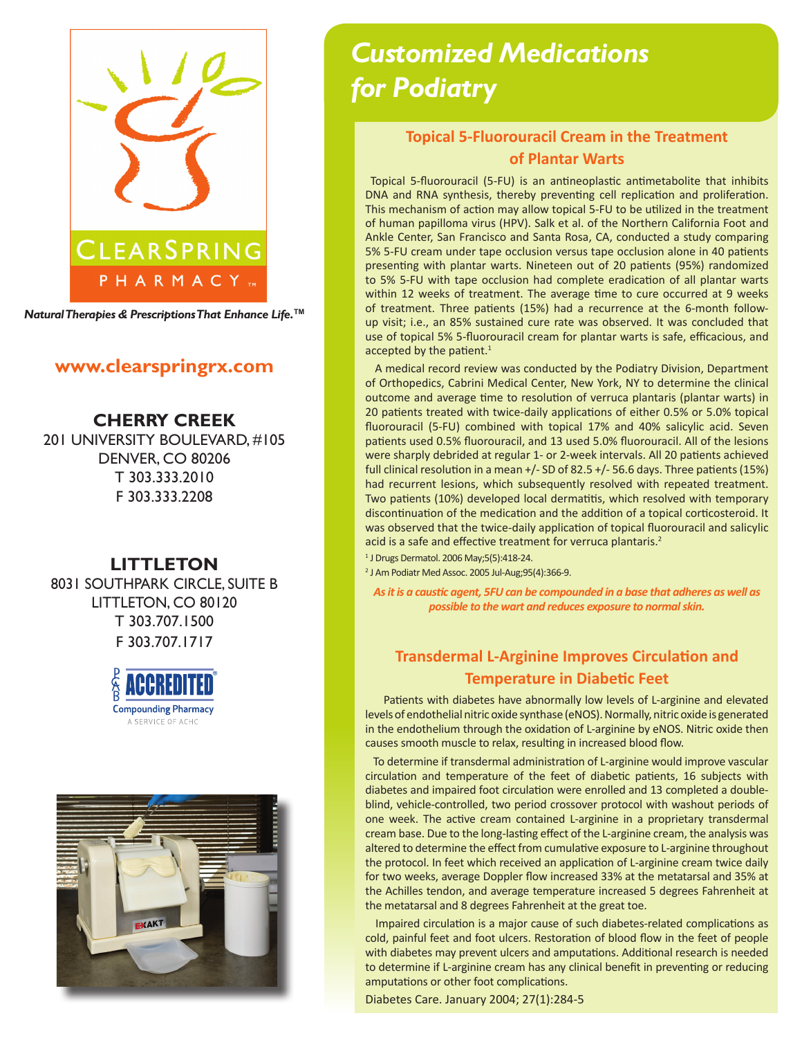CLEARSPRING PHARMACY™

*Natural Therapies & Prescriptions That Enhance Life.™*

**www.clearspringrx.com**

**CHERRY CREEK**
201 UNIVERSITY BOULEVARD, #105
DENVER, CO 80206
T 303.333.2010
F 303.333.2208

**LITTLETON**
8031 SOUTHPARK CIRCLE, SUITE B
LITTLETON, CO 80120
T 303.707.1500
F 303.707.1717

PCAB ACCREDITED® Compounding Pharmacy
A SERVICE OF ACHC

# Customized Medications for Podiatry

## Topical 5-Fluorouracil Cream in the Treatment of Plantar Warts

Topical 5-fluorouracil (5-FU) is an antineoplastic antimetabolite that inhibits DNA and RNA synthesis, thereby preventing cell replication and proliferation. This mechanism of action may allow topical 5-FU to be utilized in the treatment of human papilloma virus (HPV). Salk et al. of the Northern California Foot and Ankle Center, San Francisco and Santa Rosa, CA, conducted a study comparing 5% 5-FU cream under tape occlusion versus tape occlusion alone in 40 patients presenting with plantar warts. Nineteen out of 20 patients (95%) randomized to 5% 5-FU with tape occlusion had complete eradication of all plantar warts within 12 weeks of treatment. The average time to cure occurred at 9 weeks of treatment. Three patients (15%) had a recurrence at the 6-month follow-up visit; i.e., an 85% sustained cure rate was observed. It was concluded that use of topical 5% 5-fluorouracil cream for plantar warts is safe, efficacious, and accepted by the patient.[1]

A medical record review was conducted by the Podiatry Division, Department of Orthopedics, Cabrini Medical Center, New York, NY to determine the clinical outcome and average time to resolution of verruca plantaris (plantar warts) in 20 patients treated with twice-daily applications of either 0.5% or 5.0% topical fluorouracil (5-FU) combined with topical 17% and 40% salicylic acid. Seven patients used 0.5% fluorouracil, and 13 used 5.0% fluorouracil. All of the lesions were sharply debrided at regular 1- or 2-week intervals. All 20 patients achieved full clinical resolution in a mean +/- SD of 82.5 +/- 56.6 days. Three patients (15%) had recurrent lesions, which subsequently resolved with repeated treatment. Two patients (10%) developed local dermatitis, which resolved with temporary discontinuation of the medication and the addition of a topical corticosteroid. It was observed that the twice-daily application of topical fluorouracil and salicylic acid is a safe and effective treatment for verruca plantaris.[2]

[1] J Drugs Dermatol. 2006 May;5(5):418-24.
[2] J Am Podiatr Med Assoc. 2005 Jul-Aug;95(4):366-9.

*As it is a caustic agent, 5FU can be compounded in a base that adheres as well as possible to the wart and reduces exposure to normal skin.*

## Transdermal L-Arginine Improves Circulation and Temperature in Diabetic Feet

Patients with diabetes have abnormally low levels of L-arginine and elevated levels of endothelial nitric oxide synthase (eNOS). Normally, nitric oxide is generated in the endothelium through the oxidation of L-arginine by eNOS. Nitric oxide then causes smooth muscle to relax, resulting in increased blood flow.

To determine if transdermal administration of L-arginine would improve vascular circulation and temperature of the feet of diabetic patients, 16 subjects with diabetes and impaired foot circulation were enrolled and 13 completed a double-blind, vehicle-controlled, two period crossover protocol with washout periods of one week. The active cream contained L-arginine in a proprietary transdermal cream base. Due to the long-lasting effect of the L-arginine cream, the analysis was altered to determine the effect from cumulative exposure to L-arginine throughout the protocol. In feet which received an application of L-arginine cream twice daily for two weeks, average Doppler flow increased 33% at the metatarsal and 35% at the Achilles tendon, and average temperature increased 5 degrees Fahrenheit at the metatarsal and 8 degrees Fahrenheit at the great toe.

Impaired circulation is a major cause of such diabetes-related complications as cold, painful feet and foot ulcers. Restoration of blood flow in the feet of people with diabetes may prevent ulcers and amputations. Additional research is needed to determine if L-arginine cream has any clinical benefit in preventing or reducing amputations or other foot complications.

Diabetes Care. January 2004; 27(1):284-5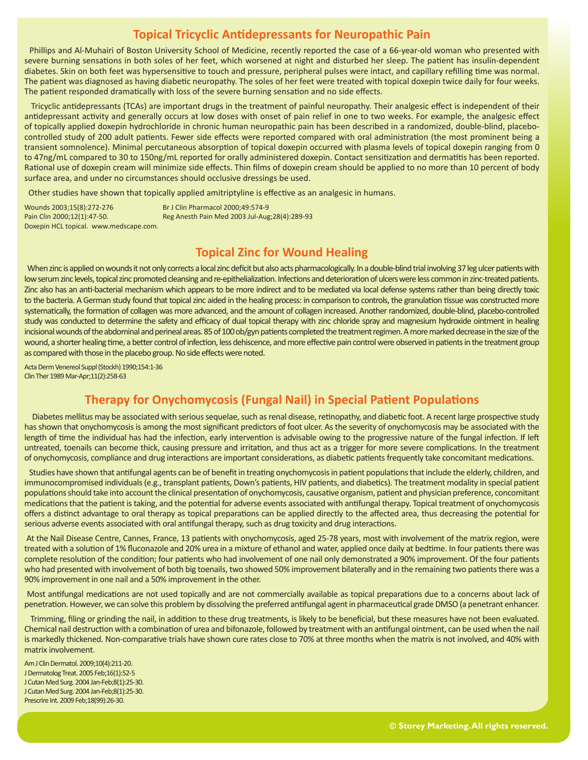## Topical Tricyclic Antidepressants for Neuropathic Pain

Phillips and Al-Muhairi of Boston University School of Medicine, recently reported the case of a 66-year-old woman who presented with severe burning sensations in both soles of her feet, which worsened at night and disturbed her sleep. The patient has insulin-dependent diabetes. Skin on both feet was hypersensitive to touch and pressure, peripheral pulses were intact, and capillary refilling time was normal. The patient was diagnosed as having diabetic neuropathy. The soles of her feet were treated with topical doxepin twice daily for four weeks. The patient responded dramatically with loss of the severe burning sensation and no side effects.

Tricyclic antidepressants (TCAs) are important drugs in the treatment of painful neuropathy. Their analgesic effect is independent of their antidepressant activity and generally occurs at low doses with onset of pain relief in one to two weeks. For example, the analgesic effect of topically applied doxepin hydrochloride in chronic human neuropathic pain has been described in a randomized, double-blind, placebo-controlled study of 200 adult patients. Fewer side effects were reported compared with oral administration (the most prominent being a transient somnolence). Minimal percutaneous absorption of topical doxepin occurred with plasma levels of topical doxepin ranging from 0 to 47ng/mL compared to 30 to 150ng/mL reported for orally administered doxepin. Contact sensitization and dermatitis has been reported. Rational use of doxepin cream will minimize side effects. Thin films of doxepin cream should be applied to no more than 10 percent of body surface area, and under no circumstances should occlusive dressings be used.

Other studies have shown that topically applied amitriptyline is effective as an analgesic in humans.

Wounds 2003;15(8):272-276
Pain Clin 2000;12(1):47-50.
Doxepin HCL topical. www.medscape.com.
Br J Clin Pharmacol 2000;49:574-9
Reg Anesth Pain Med 2003 Jul-Aug;28(4):289-93

## Topical Zinc for Wound Healing

When zinc is applied on wounds it not only corrects a local zinc deficit but also acts pharmacologically. In a double-blind trial involving 37 leg ulcer patients with low serum zinc levels, topical zinc promoted cleansing and re-epithelialization. Infections and deterioration of ulcers were less common in zinc-treated patients. Zinc also has an anti-bacterial mechanism which appears to be more indirect and to be mediated via local defense systems rather than being directly toxic to the bacteria. A German study found that topical zinc aided in the healing process: in comparison to controls, the granulation tissue was constructed more systematically, the formation of collagen was more advanced, and the amount of collagen increased. Another randomized, double-blind, placebo-controlled study was conducted to determine the safety and efficacy of dual topical therapy with zinc chloride spray and magnesium hydroxide ointment in healing incisional wounds of the abdominal and perineal areas. 85 of 100 ob/gyn patients completed the treatment regimen. A more marked decrease in the size of the wound, a shorter healing time, a better control of infection, less dehiscence, and more effective pain control were observed in patients in the treatment group as compared with those in the placebo group. No side effects were noted.

Acta Derm Venereol Suppl (Stockh) 1990;154:1-36
Clin Ther 1989 Mar-Apr;11(2):258-63

## Therapy for Onychomycosis (Fungal Nail) in Special Patient Populations

Diabetes mellitus may be associated with serious sequelae, such as renal disease, retinopathy, and diabetic foot. A recent large prospective study has shown that onychomycosis is among the most significant predictors of foot ulcer. As the severity of onychomycosis may be associated with the length of time the individual has had the infection, early intervention is advisable owing to the progressive nature of the fungal infection. If left untreated, toenails can become thick, causing pressure and irritation, and thus act as a trigger for more severe complications. In the treatment of onychomycosis, compliance and drug interactions are important considerations, as diabetic patients frequently take concomitant medications.

Studies have shown that antifungal agents can be of benefit in treating onychomycosis in patient populations that include the elderly, children, and immunocompromised individuals (e.g., transplant patients, Down's patients, HIV patients, and diabetics). The treatment modality in special patient populations should take into account the clinical presentation of onychomycosis, causative organism, patient and physician preference, concomitant medications that the patient is taking, and the potential for adverse events associated with antifungal therapy. Topical treatment of onychomycosis offers a distinct advantage to oral therapy as topical preparations can be applied directly to the affected area, thus decreasing the potential for serious adverse events associated with oral antifungal therapy, such as drug toxicity and drug interactions.

At the Nail Disease Centre, Cannes, France, 13 patients with onychomycosis, aged 25-78 years, most with involvement of the matrix region, were treated with a solution of 1% fluconazole and 20% urea in a mixture of ethanol and water, applied once daily at bedtime. In four patients there was complete resolution of the condition; four patients who had involvement of one nail only demonstrated a 90% improvement. Of the four patients who had presented with involvement of both big toenails, two showed 50% improvement bilaterally and in the remaining two patients there was a 90% improvement in one nail and a 50% improvement in the other.

Most antifungal medications are not used topically and are not commercially available as topical preparations due to a concerns about lack of penetration. However, we can solve this problem by dissolving the preferred antifungal agent in pharmaceutical grade DMSO (a penetrant enhancer.

Trimming, filing or grinding the nail, in addition to these drug treatments, is likely to be beneficial, but these measures have not been evaluated. Chemical nail destruction with a combination of urea and bifonazole, followed by treatment with an antifungal ointment, can be used when the nail is markedly thickened. Non-comparative trials have shown cure rates close to 70% at three months when the matrix is not involved, and 40% with matrix involvement.

Am J Clin Dermatol. 2009;10(4):211-20.
J Dermatolog Treat. 2005 Feb;16(1):52-5
J Cutan Med Surg. 2004 Jan-Feb;8(1):25-30.
J Cutan Med Surg. 2004 Jan-Feb;8(1):25-30.
Prescrire Int. 2009 Feb;18(99):26-30.

**© Storey Marketing. All rights reserved.**